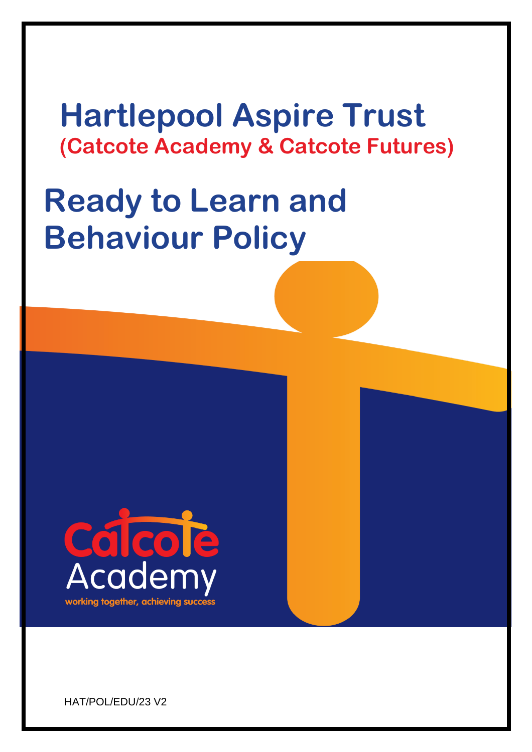# Hartlepool Aspire Trust

**(Catcote Academy & Catcote Futures)**

# Ready to Learn and Behaviour Policy

Catcote Academy

working together, achieving success

HAT/POL/EDU/23 V2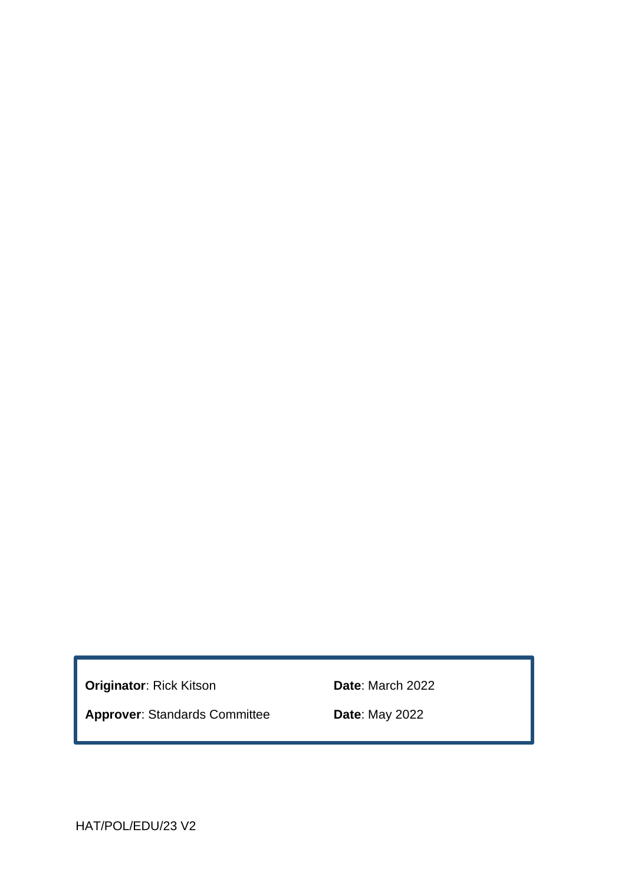| | |
|---|---|
| **Originator**: Rick Kitson | **Date**: March 2022 |
| **Approver**: Standards Committee | **Date**: May 2022 |

HAT/POL/EDU/23 V2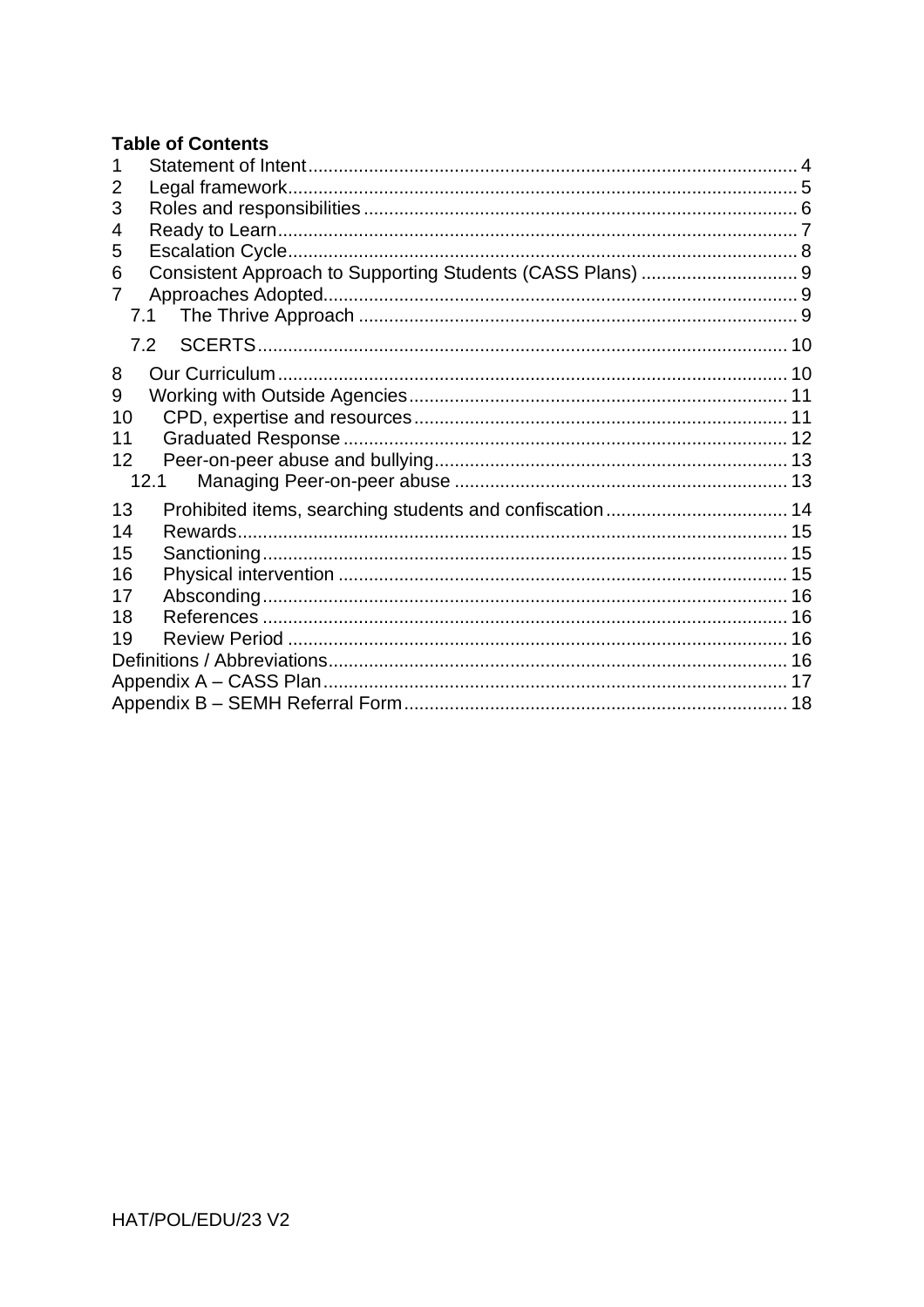**Table of Contents**

1 Statement of Intent ... 4
2 Legal framework ... 5
3 Roles and responsibilities ... 6
4 Ready to Learn ... 7
5 Escalation Cycle ... 8
6 Consistent Approach to Supporting Students (CASS Plans) ... 9
7 Approaches Adopted ... 9
  7.1 The Thrive Approach ... 9
  7.2 SCERTS ... 10
8 Our Curriculum ... 10
9 Working with Outside Agencies ... 11
10 CPD, expertise and resources ... 11
11 Graduated Response ... 12
12 Peer-on-peer abuse and bullying ... 13
  12.1 Managing Peer-on-peer abuse ... 13
13 Prohibited items, searching students and confiscation ... 14
14 Rewards ... 15
15 Sanctioning ... 15
16 Physical intervention ... 15
17 Absconding ... 16
18 References ... 16
19 Review Period ... 16
Definitions / Abbreviations ... 16
Appendix A – CASS Plan ... 17
Appendix B – SEMH Referral Form ... 18

HAT/POL/EDU/23 V2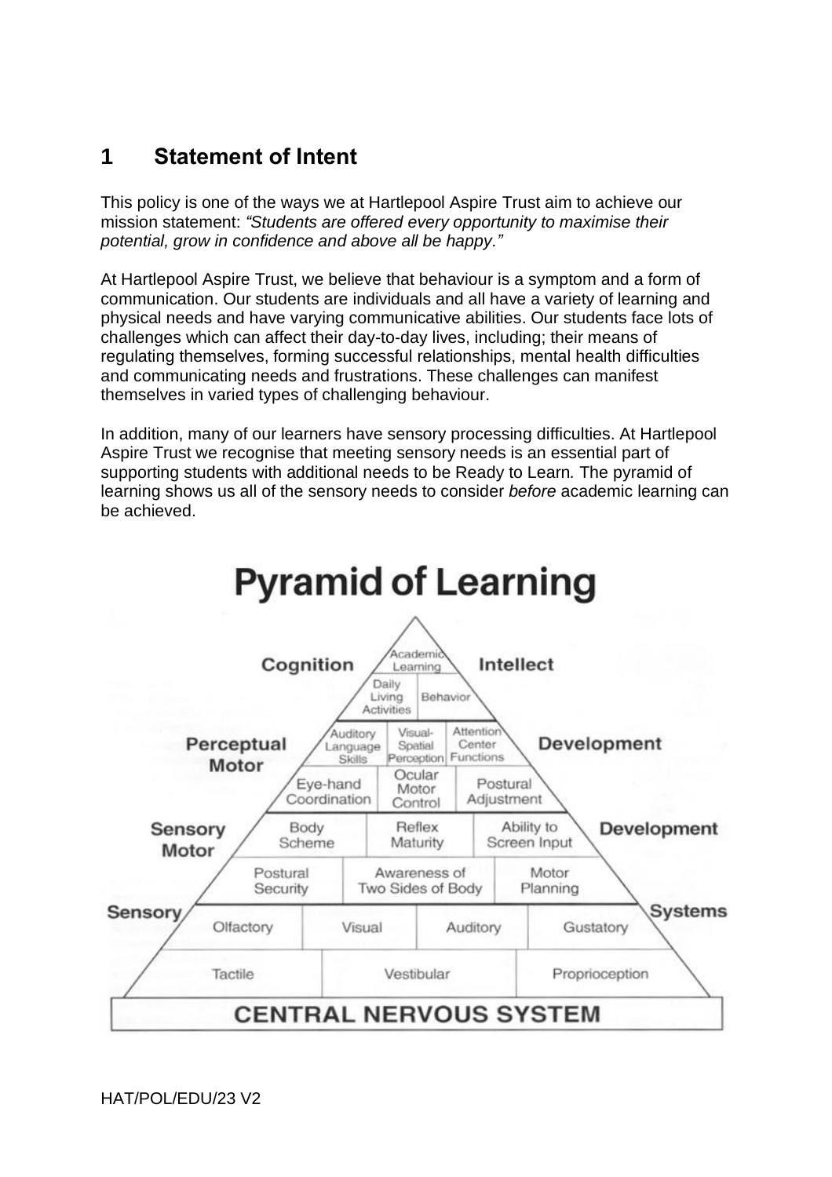## 1 Statement of Intent

This policy is one of the ways we at Hartlepool Aspire Trust aim to achieve our mission statement: *"Students are offered every opportunity to maximise their potential, grow in confidence and above all be happy."*

At Hartlepool Aspire Trust, we believe that behaviour is a symptom and a form of communication. Our students are individuals and all have a variety of learning and physical needs and have varying communicative abilities. Our students face lots of challenges which can affect their day-to-day lives, including; their means of regulating themselves, forming successful relationships, mental health difficulties and communicating needs and frustrations. These challenges can manifest themselves in varied types of challenging behaviour.

In addition, many of our learners have sensory processing difficulties. At Hartlepool Aspire Trust we recognise that meeting sensory needs is an essential part of supporting students with additional needs to be Ready to Learn. The pyramid of learning shows us all of the sensory needs to consider *before* academic learning can be achieved.

**Pyramid of Learning**

Cognition
Academic Learning
Intellect
Daily Living Activities
Behavior
Perceptual Motor
Auditory Language Skills
Visual-Spatial Perception
Attention Center Functions
Development
Eye-hand Coordination
Ocular Motor Control
Postural Adjustment
Sensory Motor
Body Scheme
Reflex Maturity
Ability to Screen Input
Development
Postural Security
Awareness of Two Sides of Body
Motor Planning
Sensory
Olfactory
Visual
Auditory
Gustatory
Systems
Tactile
Vestibular
Proprioception
CENTRAL NERVOUS SYSTEM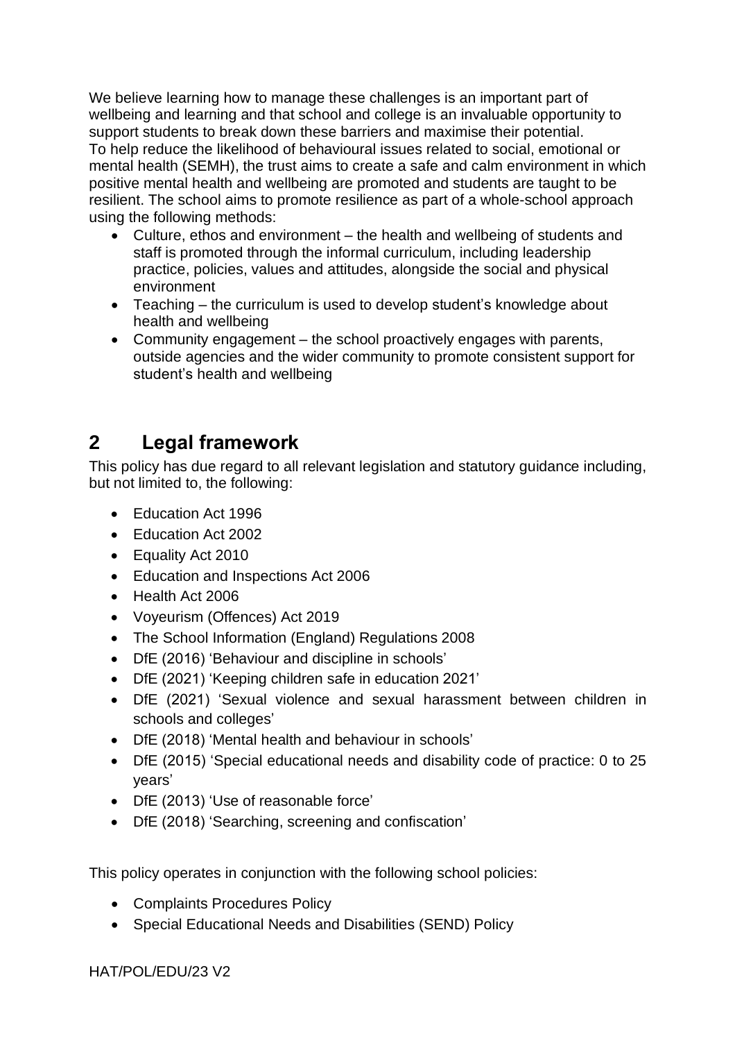We believe learning how to manage these challenges is an important part of wellbeing and learning and that school and college is an invaluable opportunity to support students to break down these barriers and maximise their potential.
To help reduce the likelihood of behavioural issues related to social, emotional or mental health (SEMH), the trust aims to create a safe and calm environment in which positive mental health and wellbeing are promoted and students are taught to be resilient. The school aims to promote resilience as part of a whole-school approach using the following methods:

- Culture, ethos and environment – the health and wellbeing of students and staff is promoted through the informal curriculum, including leadership practice, policies, values and attitudes, alongside the social and physical environment
- Teaching – the curriculum is used to develop student's knowledge about health and wellbeing
- Community engagement – the school proactively engages with parents, outside agencies and the wider community to promote consistent support for student's health and wellbeing

## 2 Legal framework

This policy has due regard to all relevant legislation and statutory guidance including, but not limited to, the following:

- Education Act 1996
- Education Act 2002
- Equality Act 2010
- Education and Inspections Act 2006
- Health Act 2006
- Voyeurism (Offences) Act 2019
- The School Information (England) Regulations 2008
- DfE (2016) 'Behaviour and discipline in schools'
- DfE (2021) 'Keeping children safe in education 2021'
- DfE (2021) 'Sexual violence and sexual harassment between children in schools and colleges'
- DfE (2018) 'Mental health and behaviour in schools'
- DfE (2015) 'Special educational needs and disability code of practice: 0 to 25 years'
- DfE (2013) 'Use of reasonable force'
- DfE (2018) 'Searching, screening and confiscation'

This policy operates in conjunction with the following school policies:

- Complaints Procedures Policy
- Special Educational Needs and Disabilities (SEND) Policy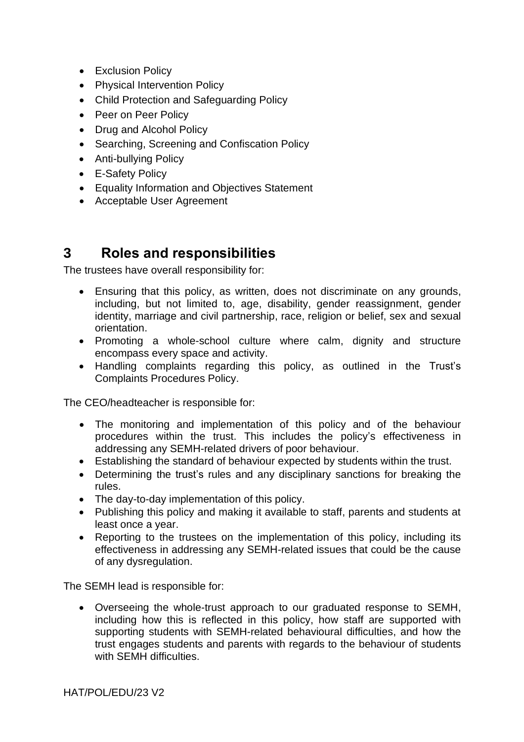- Exclusion Policy
- Physical Intervention Policy
- Child Protection and Safeguarding Policy
- Peer on Peer Policy
- Drug and Alcohol Policy
- Searching, Screening and Confiscation Policy
- Anti-bullying Policy
- E-Safety Policy
- Equality Information and Objectives Statement
- Acceptable User Agreement

## 3 Roles and responsibilities

The trustees have overall responsibility for:

- Ensuring that this policy, as written, does not discriminate on any grounds, including, but not limited to, age, disability, gender reassignment, gender identity, marriage and civil partnership, race, religion or belief, sex and sexual orientation.
- Promoting a whole-school culture where calm, dignity and structure encompass every space and activity.
- Handling complaints regarding this policy, as outlined in the Trust's Complaints Procedures Policy.

The CEO/headteacher is responsible for:

- The monitoring and implementation of this policy and of the behaviour procedures within the trust. This includes the policy's effectiveness in addressing any SEMH-related drivers of poor behaviour.
- Establishing the standard of behaviour expected by students within the trust.
- Determining the trust's rules and any disciplinary sanctions for breaking the rules.
- The day-to-day implementation of this policy.
- Publishing this policy and making it available to staff, parents and students at least once a year.
- Reporting to the trustees on the implementation of this policy, including its effectiveness in addressing any SEMH-related issues that could be the cause of any dysregulation.

The SEMH lead is responsible for:

- Overseeing the whole-trust approach to our graduated response to SEMH, including how this is reflected in this policy, how staff are supported with supporting students with SEMH-related behavioural difficulties, and how the trust engages students and parents with regards to the behaviour of students with SEMH difficulties.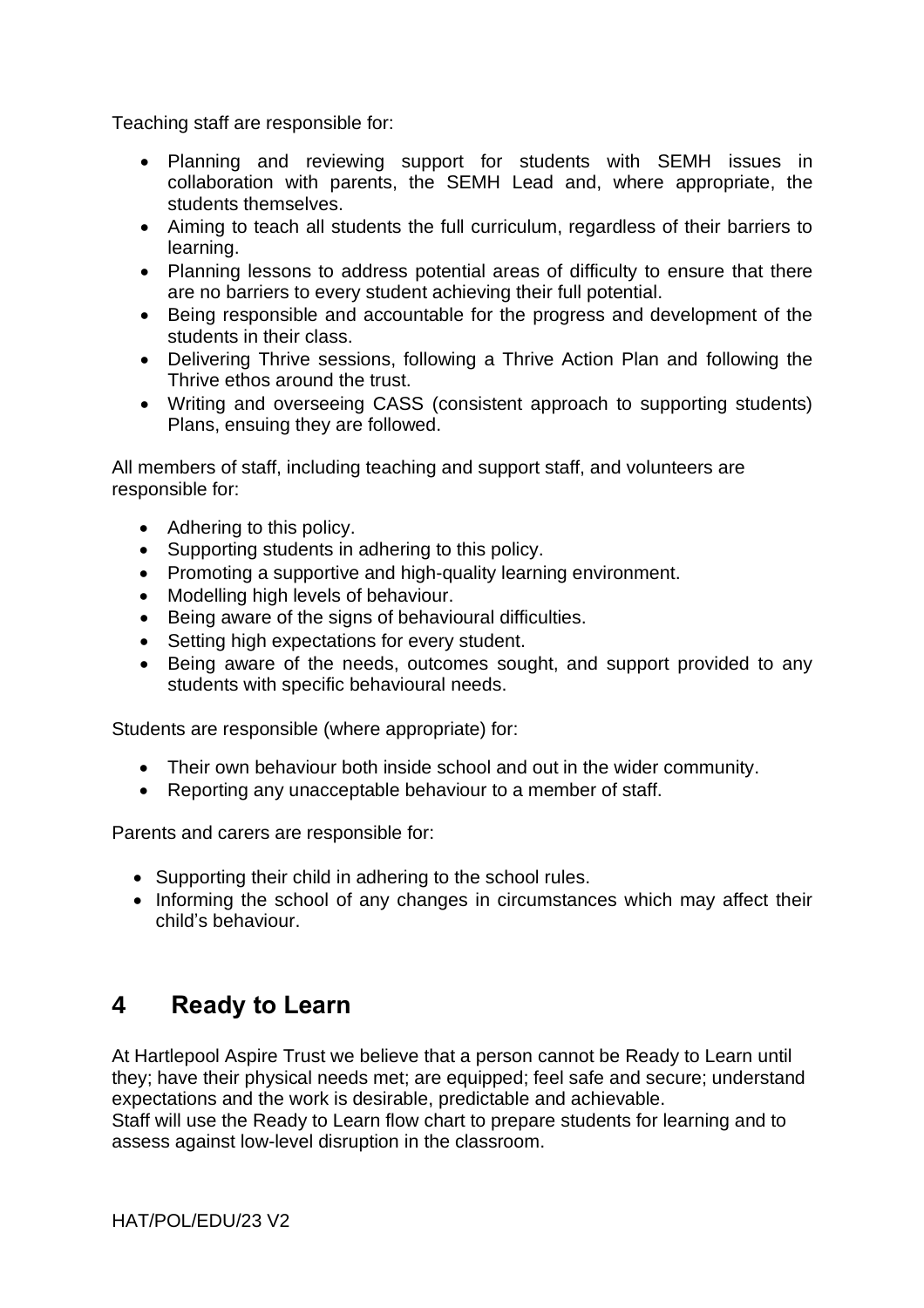Teaching staff are responsible for:

- Planning and reviewing support for students with SEMH issues in collaboration with parents, the SEMH Lead and, where appropriate, the students themselves.
- Aiming to teach all students the full curriculum, regardless of their barriers to learning.
- Planning lessons to address potential areas of difficulty to ensure that there are no barriers to every student achieving their full potential.
- Being responsible and accountable for the progress and development of the students in their class.
- Delivering Thrive sessions, following a Thrive Action Plan and following the Thrive ethos around the trust.
- Writing and overseeing CASS (consistent approach to supporting students) Plans, ensuing they are followed.

All members of staff, including teaching and support staff, and volunteers are responsible for:

- Adhering to this policy.
- Supporting students in adhering to this policy.
- Promoting a supportive and high-quality learning environment.
- Modelling high levels of behaviour.
- Being aware of the signs of behavioural difficulties.
- Setting high expectations for every student.
- Being aware of the needs, outcomes sought, and support provided to any students with specific behavioural needs.

Students are responsible (where appropriate) for:

- Their own behaviour both inside school and out in the wider community.
- Reporting any unacceptable behaviour to a member of staff.

Parents and carers are responsible for:

- Supporting their child in adhering to the school rules.
- Informing the school of any changes in circumstances which may affect their child's behaviour.

## 4 Ready to Learn

At Hartlepool Aspire Trust we believe that a person cannot be Ready to Learn until they; have their physical needs met; are equipped; feel safe and secure; understand expectations and the work is desirable, predictable and achievable.
Staff will use the Ready to Learn flow chart to prepare students for learning and to assess against low-level disruption in the classroom.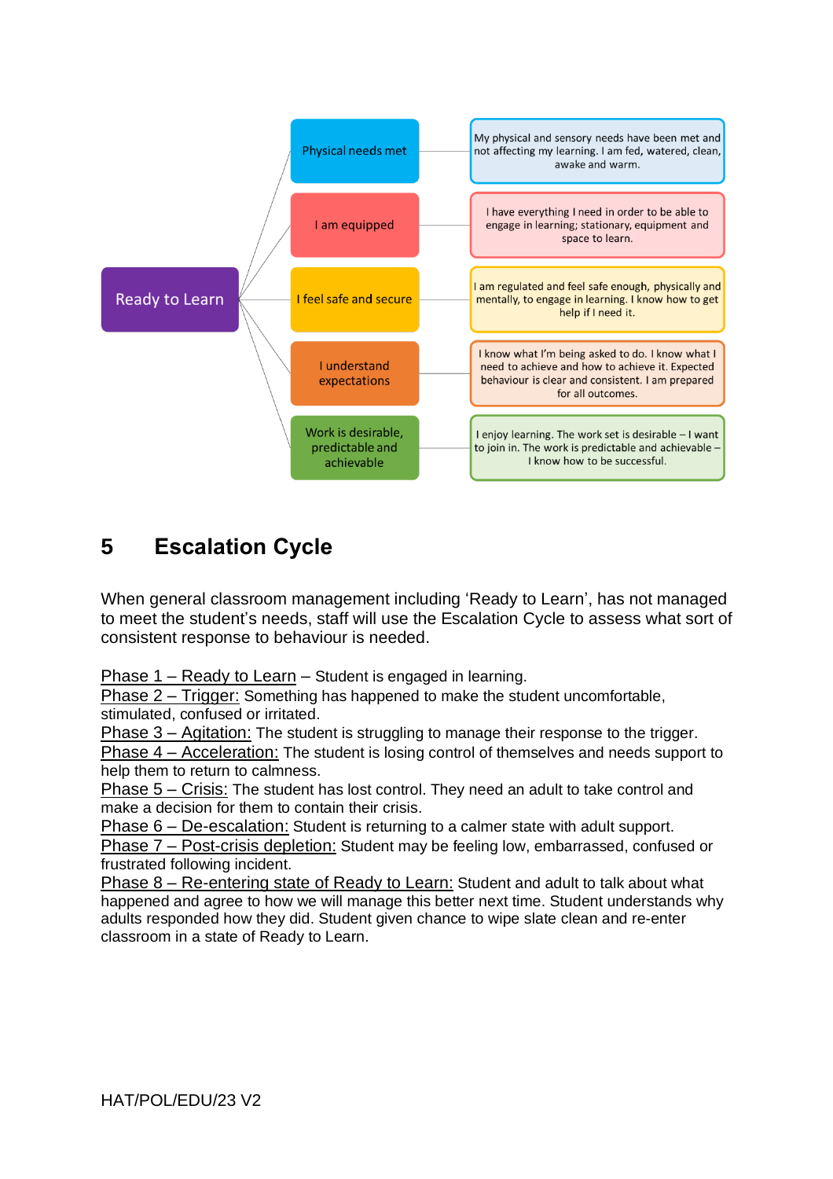**Ready to Learn**

| | |
|---|---|
| Physical needs met | My physical and sensory needs have been met and not affecting my learning. I am fed, watered, clean, awake and warm. |
| I am equipped | I have everything I need in order to be able to engage in learning; stationary, equipment and space to learn. |
| I feel safe and secure | I am regulated and feel safe enough, physically and mentally, to engage in learning. I know how to get help if I need it. |
| I understand expectations | I know what I'm being asked to do. I know what I need to achieve and how to achieve it. Expected behaviour is clear and consistent. I am prepared for all outcomes. |
| Work is desirable, predictable and achievable | I enjoy learning. The work set is desirable – I want to join in. The work is predictable and achievable – I know how to be successful. |

## 5 Escalation Cycle

When general classroom management including 'Ready to Learn', has not managed to meet the student's needs, staff will use the Escalation Cycle to assess what sort of consistent response to behaviour is needed.

Phase 1 – Ready to Learn – Student is engaged in learning.
Phase 2 – Trigger: Something has happened to make the student uncomfortable, stimulated, confused or irritated.
Phase 3 – Agitation: The student is struggling to manage their response to the trigger.
Phase 4 – Acceleration: The student is losing control of themselves and needs support to help them to return to calmness.
Phase 5 – Crisis: The student has lost control. They need an adult to take control and make a decision for them to contain their crisis.
Phase 6 – De-escalation: Student is returning to a calmer state with adult support.
Phase 7 – Post-crisis depletion: Student may be feeling low, embarrassed, confused or frustrated following incident.
Phase 8 – Re-entering state of Ready to Learn: Student and adult to talk about what happened and agree to how we will manage this better next time. Student understands why adults responded how they did. Student given chance to wipe slate clean and re-enter classroom in a state of Ready to Learn.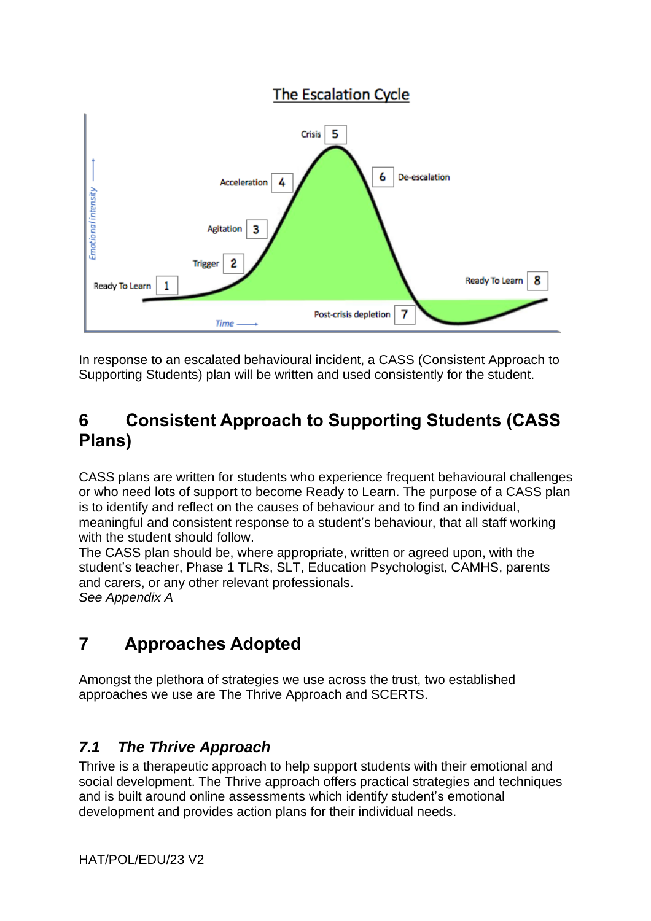The Escalation Cycle

Emotional intensity

Time

Ready To Learn 1

Trigger 2

Agitation 3

Acceleration 4

Crisis 5

6 De-escalation

Post-crisis depletion 7

Ready To Learn 8

In response to an escalated behavioural incident, a CASS (Consistent Approach to Supporting Students) plan will be written and used consistently for the student.

## 6 Consistent Approach to Supporting Students (CASS Plans)

CASS plans are written for students who experience frequent behavioural challenges or who need lots of support to become Ready to Learn. The purpose of a CASS plan is to identify and reflect on the causes of behaviour and to find an individual, meaningful and consistent response to a student's behaviour, that all staff working with the student should follow.
The CASS plan should be, where appropriate, written or agreed upon, with the student's teacher, Phase 1 TLRs, SLT, Education Psychologist, CAMHS, parents and carers, or any other relevant professionals.
*See Appendix A*

## 7 Approaches Adopted

Amongst the plethora of strategies we use across the trust, two established approaches we use are The Thrive Approach and SCERTS.

### *7.1 The Thrive Approach*

Thrive is a therapeutic approach to help support students with their emotional and social development. The Thrive approach offers practical strategies and techniques and is built around online assessments which identify student's emotional development and provides action plans for their individual needs.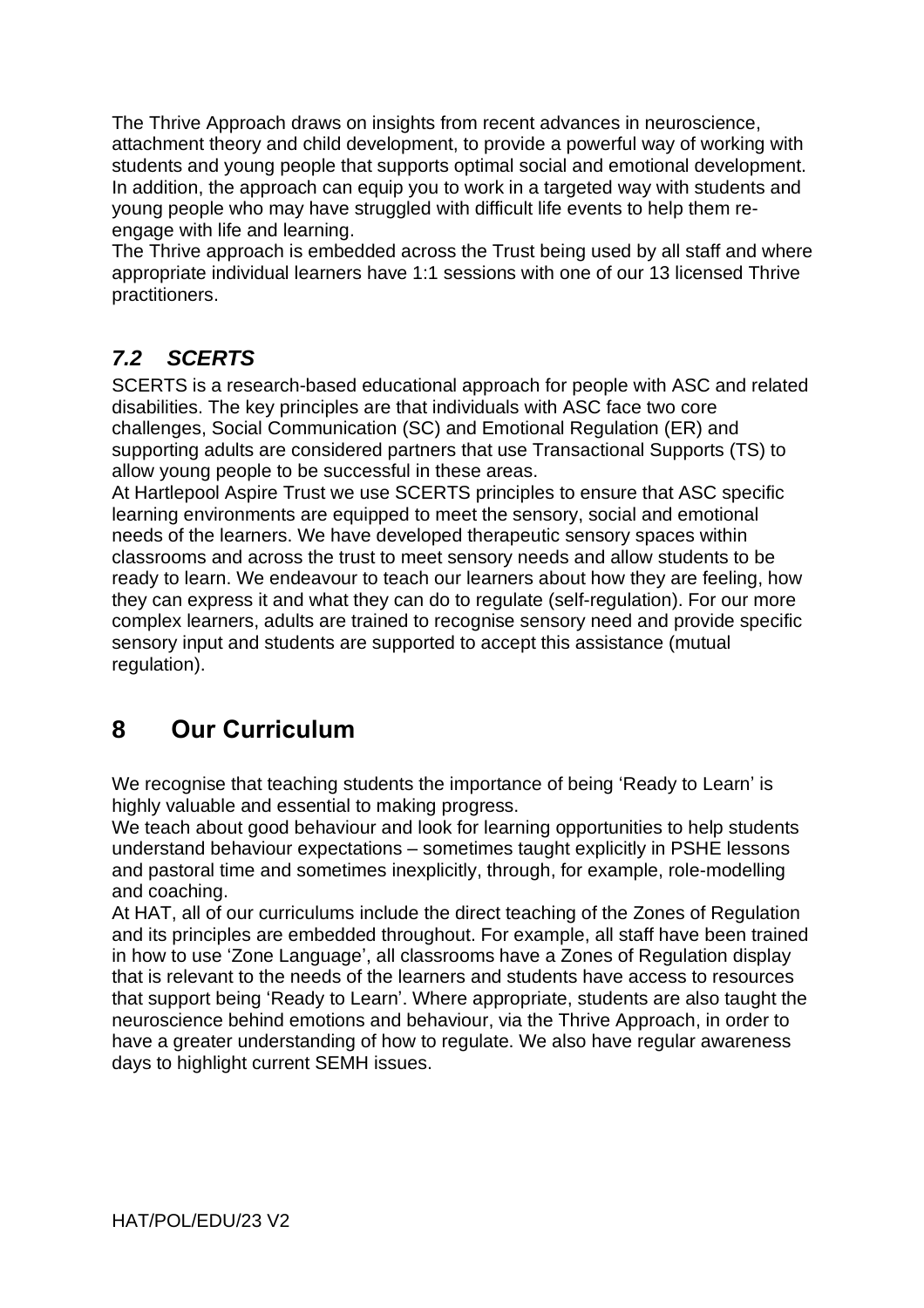The Thrive Approach draws on insights from recent advances in neuroscience, attachment theory and child development, to provide a powerful way of working with students and young people that supports optimal social and emotional development. In addition, the approach can equip you to work in a targeted way with students and young people who may have struggled with difficult life events to help them re-engage with life and learning.

The Thrive approach is embedded across the Trust being used by all staff and where appropriate individual learners have 1:1 sessions with one of our 13 licensed Thrive practitioners.

### *7.2 SCERTS*

SCERTS is a research-based educational approach for people with ASC and related disabilities. The key principles are that individuals with ASC face two core challenges, Social Communication (SC) and Emotional Regulation (ER) and supporting adults are considered partners that use Transactional Supports (TS) to allow young people to be successful in these areas.

At Hartlepool Aspire Trust we use SCERTS principles to ensure that ASC specific learning environments are equipped to meet the sensory, social and emotional needs of the learners. We have developed therapeutic sensory spaces within classrooms and across the trust to meet sensory needs and allow students to be ready to learn. We endeavour to teach our learners about how they are feeling, how they can express it and what they can do to regulate (self-regulation). For our more complex learners, adults are trained to recognise sensory need and provide specific sensory input and students are supported to accept this assistance (mutual regulation).

## 8 Our Curriculum

We recognise that teaching students the importance of being 'Ready to Learn' is highly valuable and essential to making progress.

We teach about good behaviour and look for learning opportunities to help students understand behaviour expectations – sometimes taught explicitly in PSHE lessons and pastoral time and sometimes inexplicitly, through, for example, role-modelling and coaching.

At HAT, all of our curriculums include the direct teaching of the Zones of Regulation and its principles are embedded throughout. For example, all staff have been trained in how to use 'Zone Language', all classrooms have a Zones of Regulation display that is relevant to the needs of the learners and students have access to resources that support being 'Ready to Learn'. Where appropriate, students are also taught the neuroscience behind emotions and behaviour, via the Thrive Approach, in order to have a greater understanding of how to regulate. We also have regular awareness days to highlight current SEMH issues.

HAT/POL/EDU/23 V2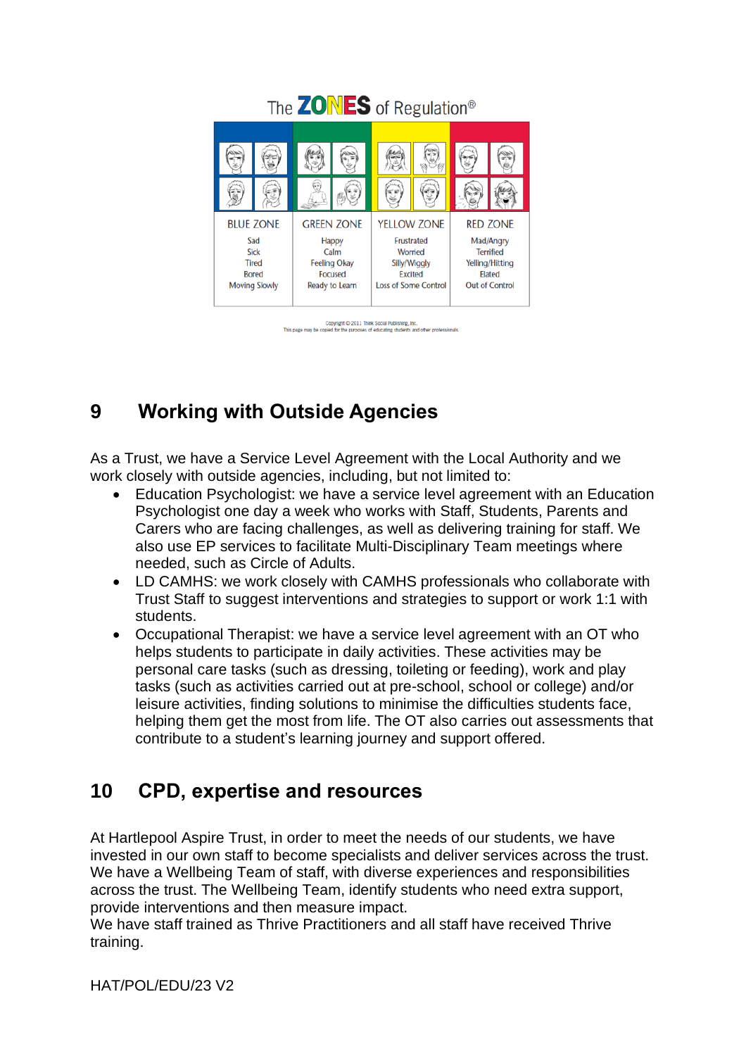The ZONES of Regulation®

| BLUE ZONE | GREEN ZONE | YELLOW ZONE | RED ZONE |
| --- | --- | --- | --- |
| Sad | Happy | Frustrated | Mad/Angry |
| Sick | Calm | Worried | Terrified |
| Tired | Feeling Okay | Silly/Wiggly | Yelling/Hitting |
| Bored | Focused | Excited | Elated |
| Moving Slowly | Ready to Learn | Loss of Some Control | Out of Control |

Copyright © 2011 Think Social Publishing, Inc.
This page may be copied for the purposes of educating students and other professionals.

## 9 Working with Outside Agencies

As a Trust, we have a Service Level Agreement with the Local Authority and we work closely with outside agencies, including, but not limited to:

- Education Psychologist: we have a service level agreement with an Education Psychologist one day a week who works with Staff, Students, Parents and Carers who are facing challenges, as well as delivering training for staff. We also use EP services to facilitate Multi-Disciplinary Team meetings where needed, such as Circle of Adults.
- LD CAMHS: we work closely with CAMHS professionals who collaborate with Trust Staff to suggest interventions and strategies to support or work 1:1 with students.
- Occupational Therapist: we have a service level agreement with an OT who helps students to participate in daily activities. These activities may be personal care tasks (such as dressing, toileting or feeding), work and play tasks (such as activities carried out at pre-school, school or college) and/or leisure activities, finding solutions to minimise the difficulties students face, helping them get the most from life. The OT also carries out assessments that contribute to a student's learning journey and support offered.

## 10 CPD, expertise and resources

At Hartlepool Aspire Trust, in order to meet the needs of our students, we have invested in our own staff to become specialists and deliver services across the trust. We have a Wellbeing Team of staff, with diverse experiences and responsibilities across the trust. The Wellbeing Team, identify students who need extra support, provide interventions and then measure impact.
We have staff trained as Thrive Practitioners and all staff have received Thrive training.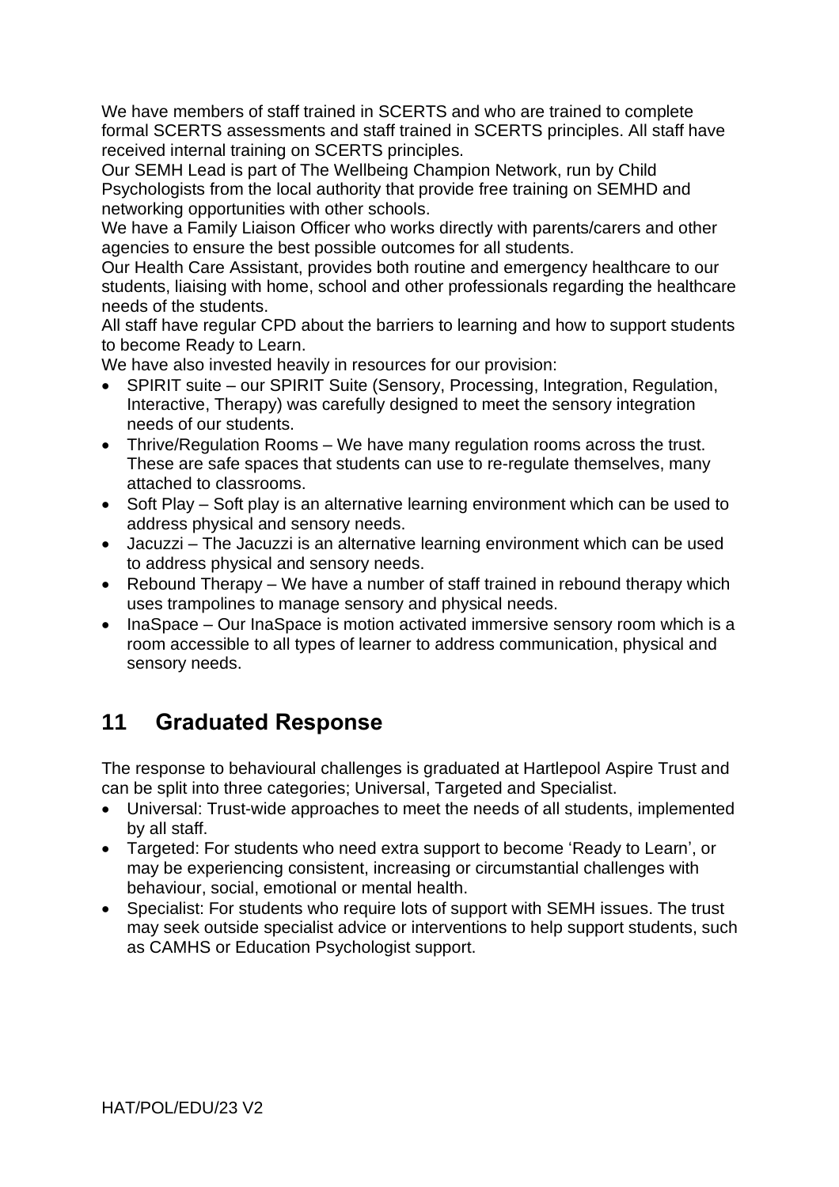We have members of staff trained in SCERTS and who are trained to complete formal SCERTS assessments and staff trained in SCERTS principles. All staff have received internal training on SCERTS principles.

Our SEMH Lead is part of The Wellbeing Champion Network, run by Child Psychologists from the local authority that provide free training on SEMHD and networking opportunities with other schools.

We have a Family Liaison Officer who works directly with parents/carers and other agencies to ensure the best possible outcomes for all students.

Our Health Care Assistant, provides both routine and emergency healthcare to our students, liaising with home, school and other professionals regarding the healthcare needs of the students.

All staff have regular CPD about the barriers to learning and how to support students to become Ready to Learn.

We have also invested heavily in resources for our provision:

- SPIRIT suite – our SPIRIT Suite (Sensory, Processing, Integration, Regulation, Interactive, Therapy) was carefully designed to meet the sensory integration needs of our students.
- Thrive/Regulation Rooms – We have many regulation rooms across the trust. These are safe spaces that students can use to re-regulate themselves, many attached to classrooms.
- Soft Play – Soft play is an alternative learning environment which can be used to address physical and sensory needs.
- Jacuzzi – The Jacuzzi is an alternative learning environment which can be used to address physical and sensory needs.
- Rebound Therapy – We have a number of staff trained in rebound therapy which uses trampolines to manage sensory and physical needs.
- InaSpace – Our InaSpace is motion activated immersive sensory room which is a room accessible to all types of learner to address communication, physical and sensory needs.

## 11 Graduated Response

The response to behavioural challenges is graduated at Hartlepool Aspire Trust and can be split into three categories; Universal, Targeted and Specialist.

- Universal: Trust-wide approaches to meet the needs of all students, implemented by all staff.
- Targeted: For students who need extra support to become 'Ready to Learn', or may be experiencing consistent, increasing or circumstantial challenges with behaviour, social, emotional or mental health.
- Specialist: For students who require lots of support with SEMH issues. The trust may seek outside specialist advice or interventions to help support students, such as CAMHS or Education Psychologist support.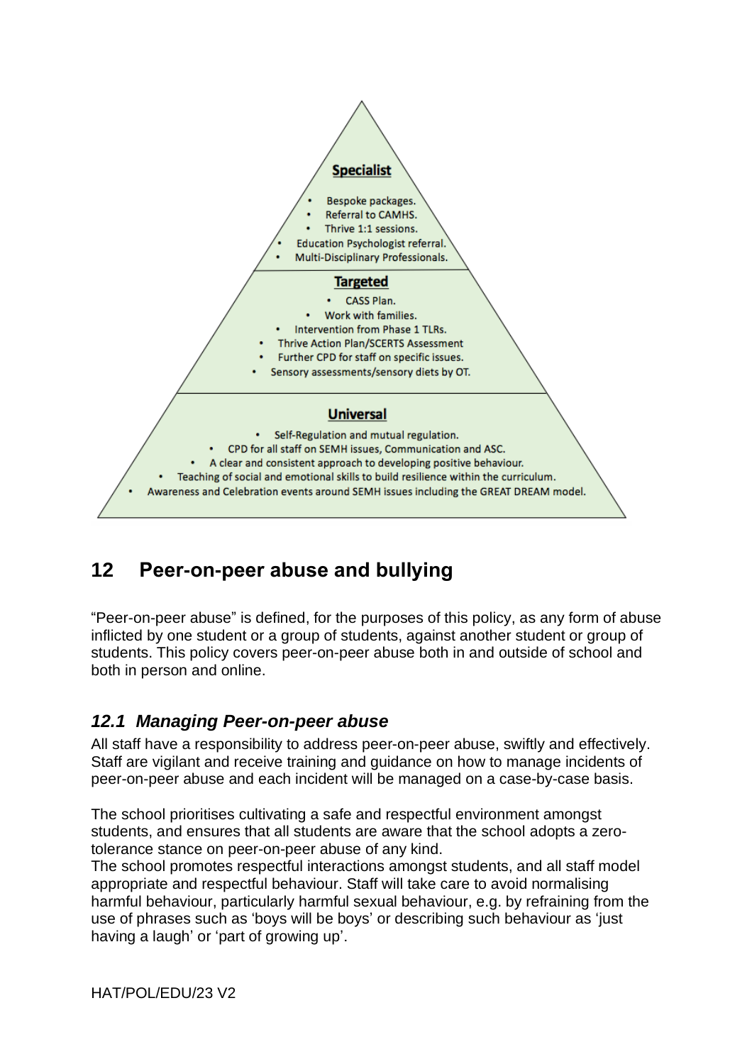**Specialist**

- Bespoke packages.
- Referral to CAMHS.
- Thrive 1:1 sessions.
- Education Psychologist referral.
- Multi-Disciplinary Professionals.

**Targeted**

- CASS Plan.
- Work with families.
- Intervention from Phase 1 TLRs.
- Thrive Action Plan/SCERTS Assessment
- Further CPD for staff on specific issues.
- Sensory assessments/sensory diets by OT.

**Universal**

- Self-Regulation and mutual regulation.
- CPD for all staff on SEMH issues, Communication and ASC.
- A clear and consistent approach to developing positive behaviour.
- Teaching of social and emotional skills to build resilience within the curriculum.
- Awareness and Celebration events around SEMH issues including the GREAT DREAM model.

## 12 Peer-on-peer abuse and bullying

"Peer-on-peer abuse" is defined, for the purposes of this policy, as any form of abuse inflicted by one student or a group of students, against another student or group of students. This policy covers peer-on-peer abuse both in and outside of school and both in person and online.

### *12.1 Managing Peer-on-peer abuse*

All staff have a responsibility to address peer-on-peer abuse, swiftly and effectively. Staff are vigilant and receive training and guidance on how to manage incidents of peer-on-peer abuse and each incident will be managed on a case-by-case basis.

The school prioritises cultivating a safe and respectful environment amongst students, and ensures that all students are aware that the school adopts a zero-tolerance stance on peer-on-peer abuse of any kind.

The school promotes respectful interactions amongst students, and all staff model appropriate and respectful behaviour. Staff will take care to avoid normalising harmful behaviour, particularly harmful sexual behaviour, e.g. by refraining from the use of phrases such as 'boys will be boys' or describing such behaviour as 'just having a laugh' or 'part of growing up'.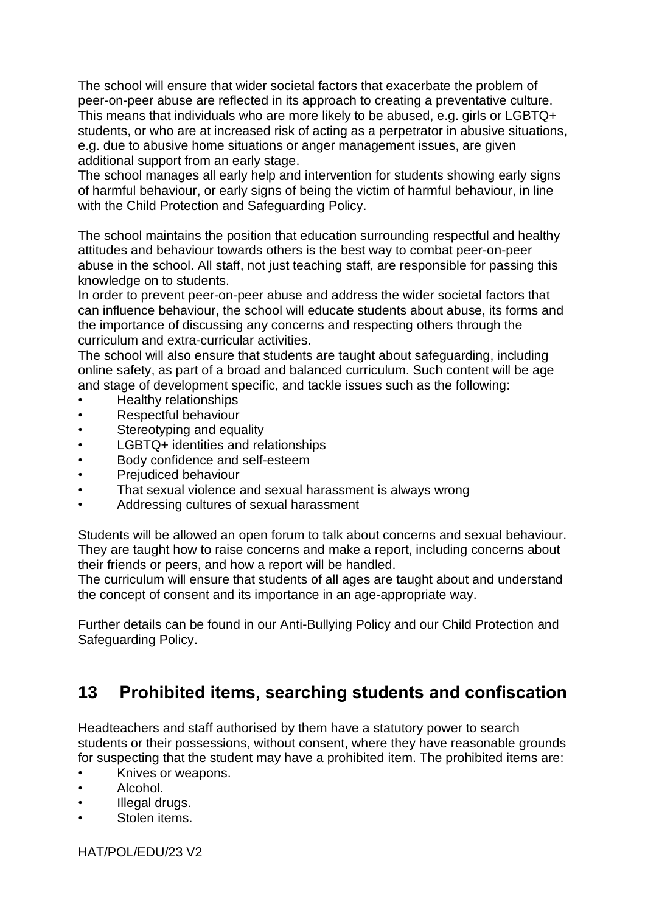The school will ensure that wider societal factors that exacerbate the problem of peer-on-peer abuse are reflected in its approach to creating a preventative culture. This means that individuals who are more likely to be abused, e.g. girls or LGBTQ+ students, or who are at increased risk of acting as a perpetrator in abusive situations, e.g. due to abusive home situations or anger management issues, are given additional support from an early stage.

The school manages all early help and intervention for students showing early signs of harmful behaviour, or early signs of being the victim of harmful behaviour, in line with the Child Protection and Safeguarding Policy.

The school maintains the position that education surrounding respectful and healthy attitudes and behaviour towards others is the best way to combat peer-on-peer abuse in the school. All staff, not just teaching staff, are responsible for passing this knowledge on to students.

In order to prevent peer-on-peer abuse and address the wider societal factors that can influence behaviour, the school will educate students about abuse, its forms and the importance of discussing any concerns and respecting others through the curriculum and extra-curricular activities.

The school will also ensure that students are taught about safeguarding, including online safety, as part of a broad and balanced curriculum. Such content will be age and stage of development specific, and tackle issues such as the following:

- Healthy relationships
- Respectful behaviour
- Stereotyping and equality
- LGBTQ+ identities and relationships
- Body confidence and self-esteem
- Prejudiced behaviour
- That sexual violence and sexual harassment is always wrong
- Addressing cultures of sexual harassment

Students will be allowed an open forum to talk about concerns and sexual behaviour. They are taught how to raise concerns and make a report, including concerns about their friends or peers, and how a report will be handled.

The curriculum will ensure that students of all ages are taught about and understand the concept of consent and its importance in an age-appropriate way.

Further details can be found in our Anti-Bullying Policy and our Child Protection and Safeguarding Policy.

## 13 Prohibited items, searching students and confiscation

Headteachers and staff authorised by them have a statutory power to search students or their possessions, without consent, where they have reasonable grounds for suspecting that the student may have a prohibited item. The prohibited items are:

- Knives or weapons.
- Alcohol.
- Illegal drugs.
- Stolen items.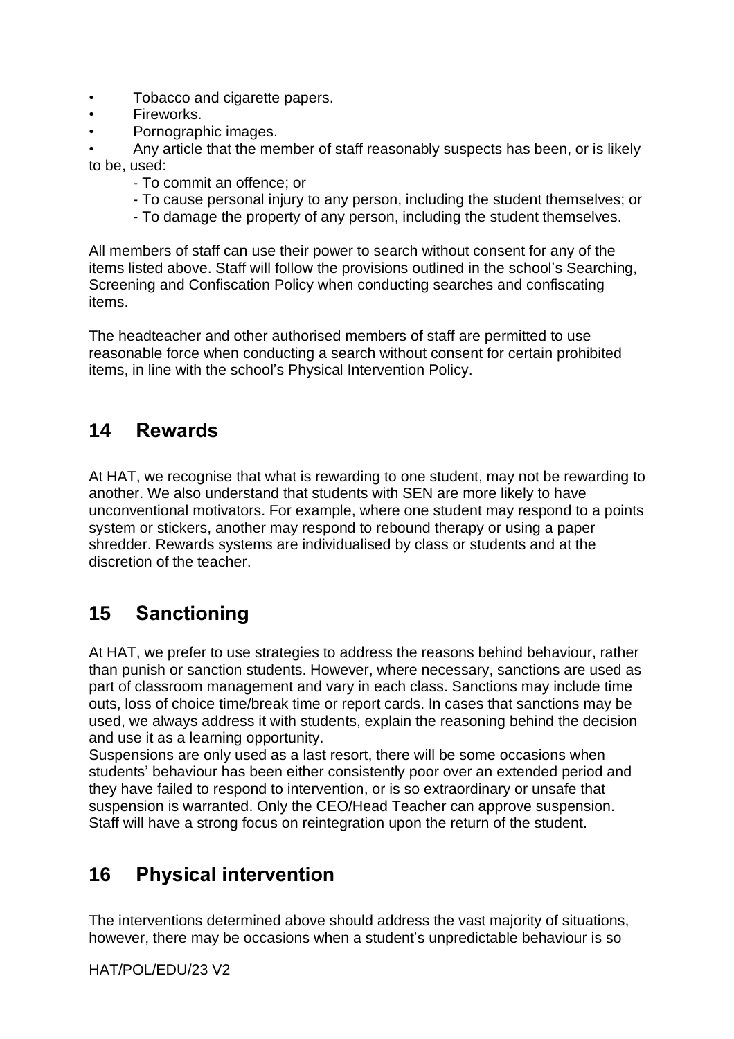- Tobacco and cigarette papers.
- Fireworks.
- Pornographic images.
- Any article that the member of staff reasonably suspects has been, or is likely to be, used:
    - To commit an offence; or
    - To cause personal injury to any person, including the student themselves; or
    - To damage the property of any person, including the student themselves.

All members of staff can use their power to search without consent for any of the items listed above. Staff will follow the provisions outlined in the school's Searching, Screening and Confiscation Policy when conducting searches and confiscating items.

The headteacher and other authorised members of staff are permitted to use reasonable force when conducting a search without consent for certain prohibited items, in line with the school's Physical Intervention Policy.

## 14 Rewards

At HAT, we recognise that what is rewarding to one student, may not be rewarding to another. We also understand that students with SEN are more likely to have unconventional motivators. For example, where one student may respond to a points system or stickers, another may respond to rebound therapy or using a paper shredder. Rewards systems are individualised by class or students and at the discretion of the teacher.

## 15 Sanctioning

At HAT, we prefer to use strategies to address the reasons behind behaviour, rather than punish or sanction students. However, where necessary, sanctions are used as part of classroom management and vary in each class. Sanctions may include time outs, loss of choice time/break time or report cards. In cases that sanctions may be used, we always address it with students, explain the reasoning behind the decision and use it as a learning opportunity.
Suspensions are only used as a last resort, there will be some occasions when students' behaviour has been either consistently poor over an extended period and they have failed to respond to intervention, or is so extraordinary or unsafe that suspension is warranted. Only the CEO/Head Teacher can approve suspension. Staff will have a strong focus on reintegration upon the return of the student.

## 16 Physical intervention

The interventions determined above should address the vast majority of situations, however, there may be occasions when a student's unpredictable behaviour is so

HAT/POL/EDU/23 V2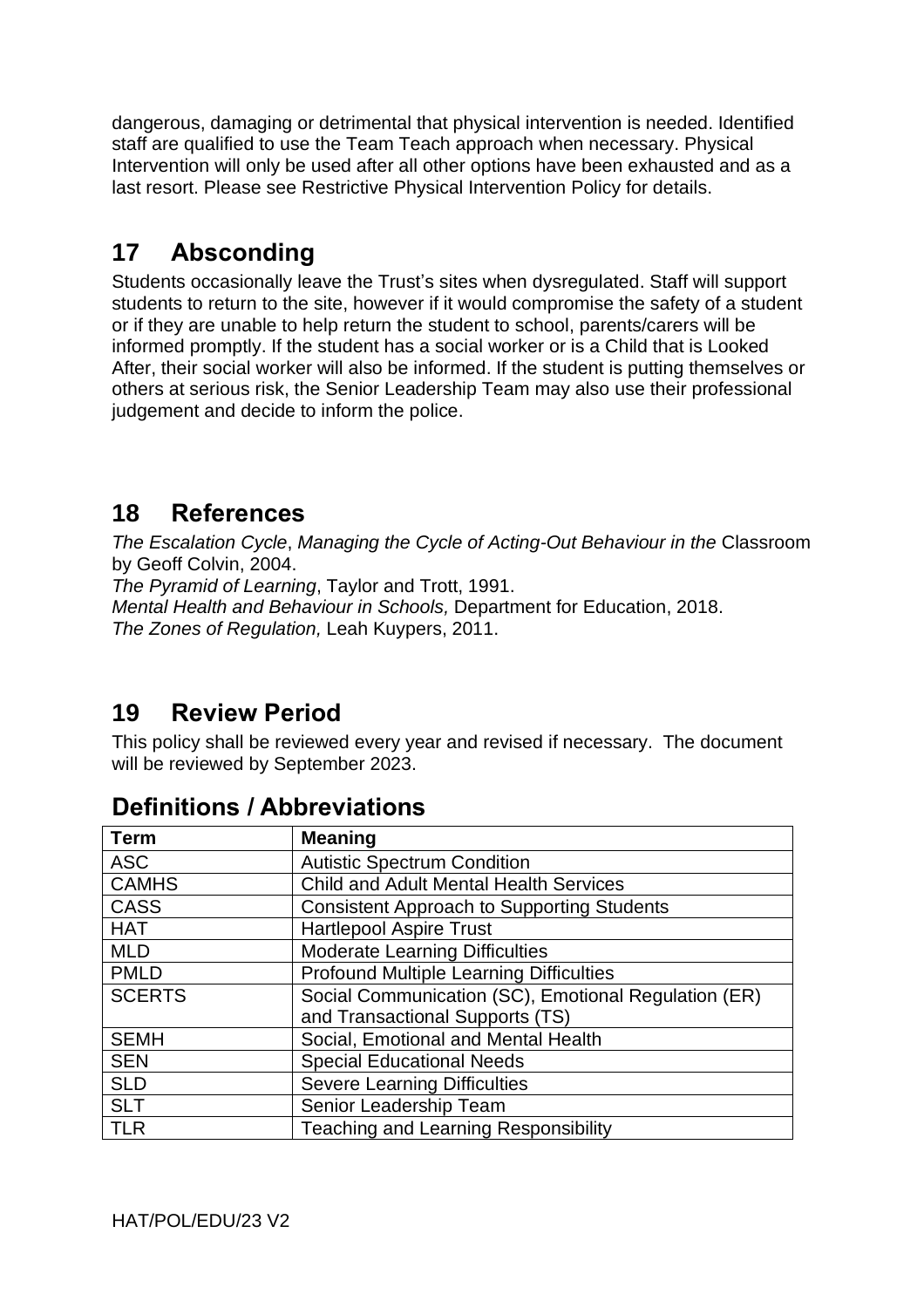dangerous, damaging or detrimental that physical intervention is needed. Identified staff are qualified to use the Team Teach approach when necessary. Physical Intervention will only be used after all other options have been exhausted and as a last resort. Please see Restrictive Physical Intervention Policy for details.

## 17 Absconding

Students occasionally leave the Trust's sites when dysregulated. Staff will support students to return to the site, however if it would compromise the safety of a student or if they are unable to help return the student to school, parents/carers will be informed promptly. If the student has a social worker or is a Child that is Looked After, their social worker will also be informed. If the student is putting themselves or others at serious risk, the Senior Leadership Team may also use their professional judgement and decide to inform the police.

## 18 References

*The Escalation Cycle*, *Managing the Cycle of Acting-Out Behaviour in the* Classroom by Geoff Colvin, 2004.
*The Pyramid of Learning*, Taylor and Trott, 1991.
*Mental Health and Behaviour in Schools,* Department for Education, 2018.
*The Zones of Regulation,* Leah Kuypers, 2011.

## 19 Review Period

This policy shall be reviewed every year and revised if necessary. The document will be reviewed by September 2023.

## Definitions / Abbreviations

| Term | Meaning |
|---|---|
| ASC | Autistic Spectrum Condition |
| CAMHS | Child and Adult Mental Health Services |
| CASS | Consistent Approach to Supporting Students |
| HAT | Hartlepool Aspire Trust |
| MLD | Moderate Learning Difficulties |
| PMLD | Profound Multiple Learning Difficulties |
| SCERTS | Social Communication (SC), Emotional Regulation (ER) and Transactional Supports (TS) |
| SEMH | Social, Emotional and Mental Health |
| SEN | Special Educational Needs |
| SLD | Severe Learning Difficulties |
| SLT | Senior Leadership Team |
| TLR | Teaching and Learning Responsibility |

HAT/POL/EDU/23 V2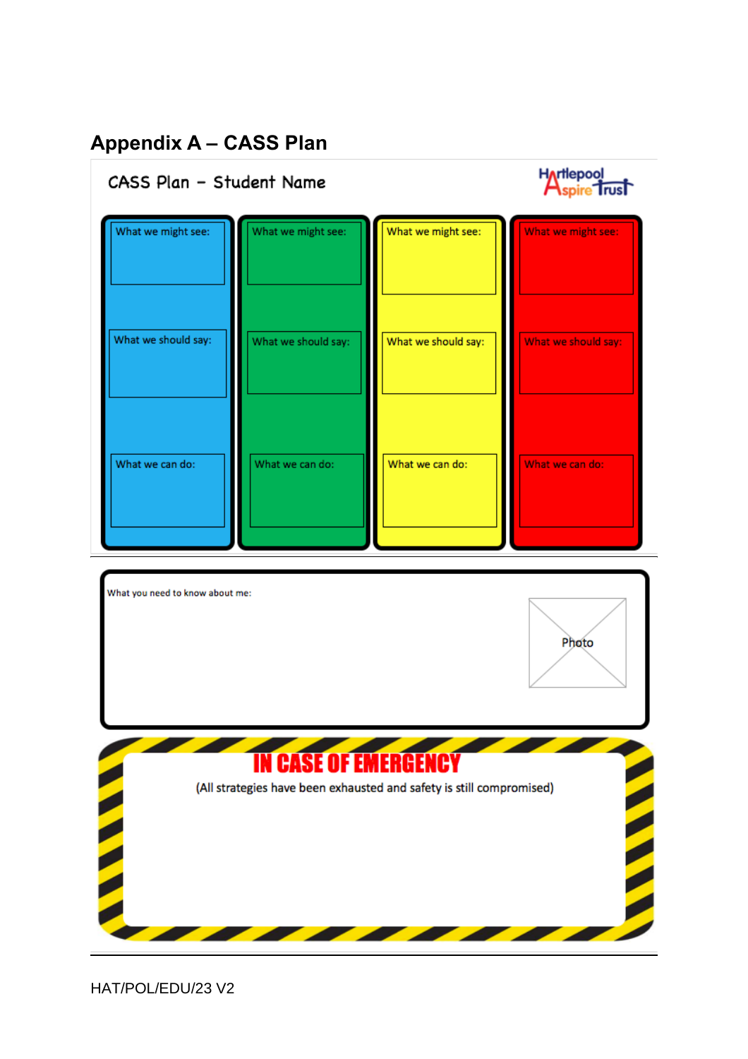## Appendix A – CASS Plan

CASS Plan – Student Name

Hartlepool Aspire Trust

| | | | |
|---|---|---|---|
| What we might see: | What we might see: | What we might see: | What we might see: |
| What we should say: | What we should say: | What we should say: | What we should say: |
| What we can do: | What we can do: | What we can do: | What we can do: |

What you need to know about me:

Photo

**IN CASE OF EMERGENCY**

(All strategies have been exhausted and safety is still compromised)

HAT/POL/EDU/23 V2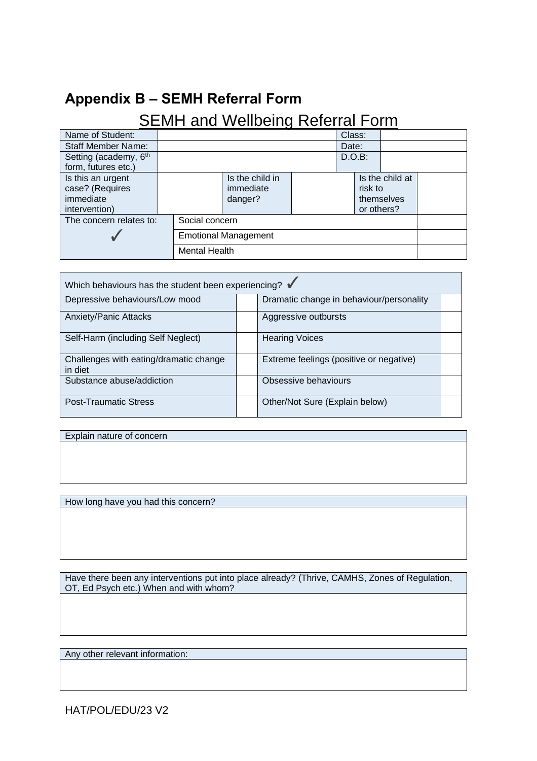## Appendix B – SEMH Referral Form

# SEMH and Wellbeing Referral Form

| Name of Student: | | Class: | |
|---|---|---|---|
| Staff Member Name: | | Date: | |
| Setting (academy, 6th form, futures etc.) | | D.O.B: | |

| Is this an urgent case? (Requires immediate intervention) | | Is the child in immediate danger? | | Is the child at risk to themselves or others? | |
|---|---|---|---|---|---|

| The concern relates to: ✓ | | |
|---|---|---|
| | Social concern | |
| | Emotional Management | |
| | Mental Health | |

| Which behaviours has the student been experiencing? ✓ | | | |
|---|---|---|---|
| Depressive behaviours/Low mood | | Dramatic change in behaviour/personality | |
| Anxiety/Panic Attacks | | Aggressive outbursts | |
| Self-Harm (including Self Neglect) | | Hearing Voices | |
| Challenges with eating/dramatic change in diet | | Extreme feelings (positive or negative) | |
| Substance abuse/addiction | | Obsessive behaviours | |
| Post-Traumatic Stress | | Other/Not Sure (Explain below) | |

| Explain nature of concern |
|---|
| |

| How long have you had this concern? |
|---|
| |

| Have there been any interventions put into place already? (Thrive, CAMHS, Zones of Regulation, OT, Ed Psych etc.) When and with whom? |
|---|
| |

| Any other relevant information: |
|---|
| |

HAT/POL/EDU/23 V2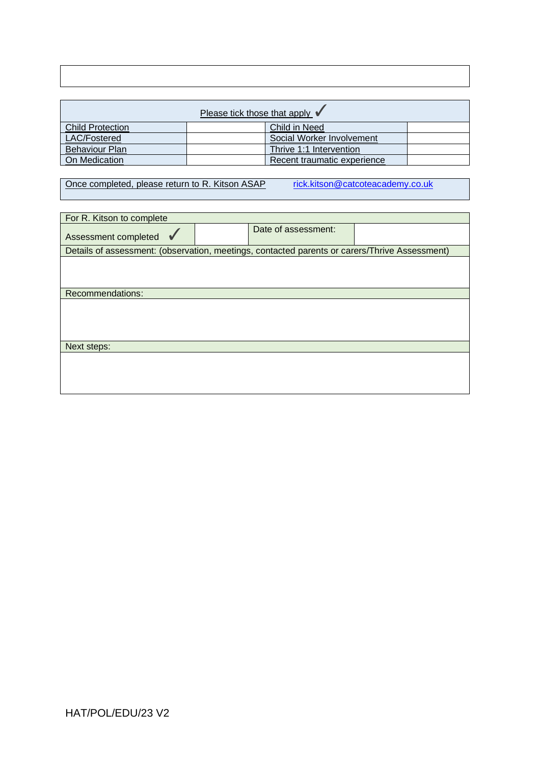| Please tick those that apply ✓ | | | |
|---|---|---|---|
| Child Protection | | Child in Need | |
| LAC/Fostered | | Social Worker Involvement | |
| Behaviour Plan | | Thrive 1:1 Intervention | |
| On Medication | | Recent traumatic experience | |

| | |
|---|---|
| Once completed, please return to R. Kitson ASAP | rick.kitson@catcoteacademy.co.uk |

| For R. Kitson to complete | | | |
|---|---|---|---|
| Assessment completed ✓ | | Date of assessment: | |
| Details of assessment: (observation, meetings, contacted parents or carers/Thrive Assessment) | | | |
| | | | |
| Recommendations: | | | |
| | | | |
| Next steps: | | | |
| | | | |

HAT/POL/EDU/23 V2